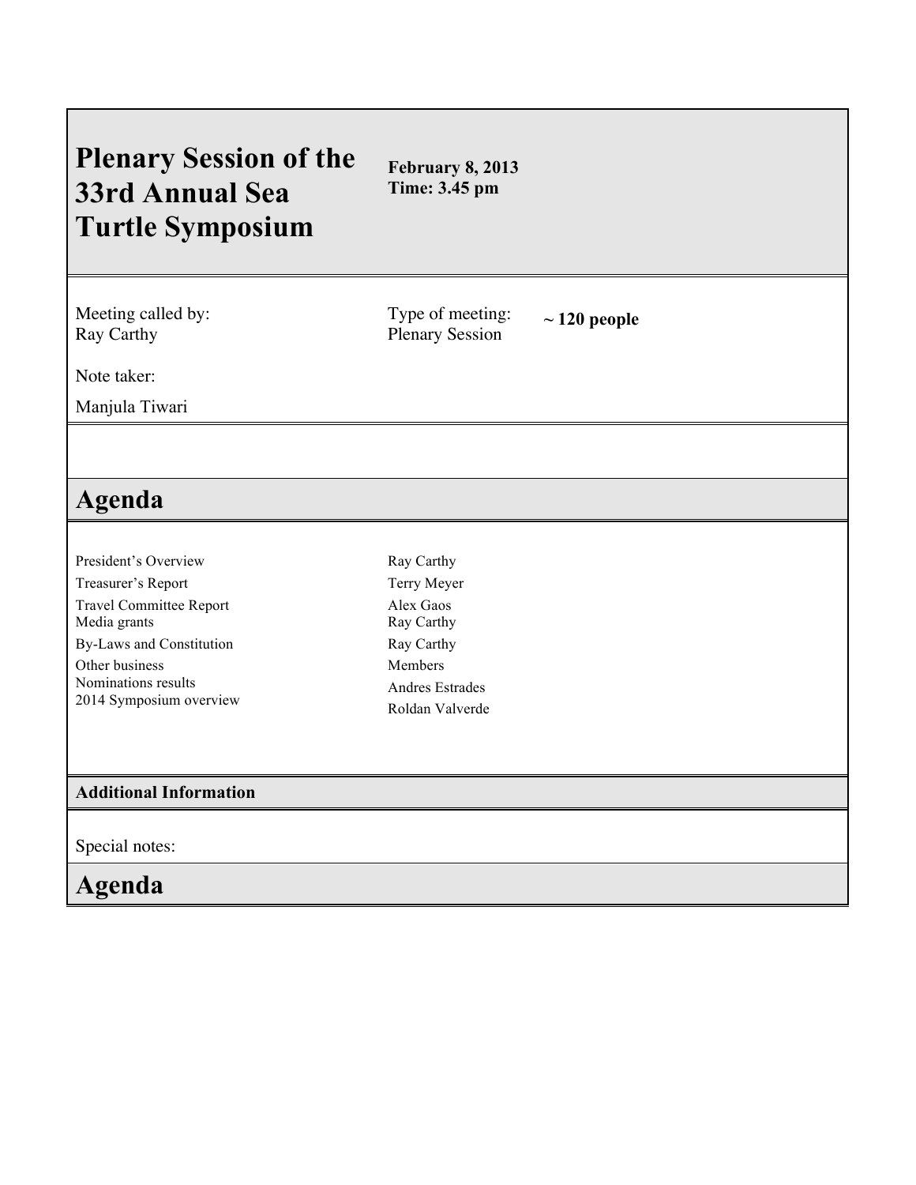# Plenary Session of the 33rd Annual Sea Turtle Symposium

**February 8, 2013**
**Time: 3.45 pm**

Meeting called by:
Ray Carthy

Type of meeting:
Plenary Session

**~ 120 people**

Note taker:

Manjula Tiwari

## Agenda

| | |
|---|---|
| President's Overview | Ray Carthy |
| Treasurer's Report | Terry Meyer |
| Travel Committee Report | Alex Gaos |
| Media grants | Ray Carthy |
| By-Laws and Constitution | Ray Carthy |
| Other business | Members |
| Nominations results | Andres Estrades |
| 2014 Symposium overview | Roldan Valverde |

### Additional Information

Special notes:

## Agenda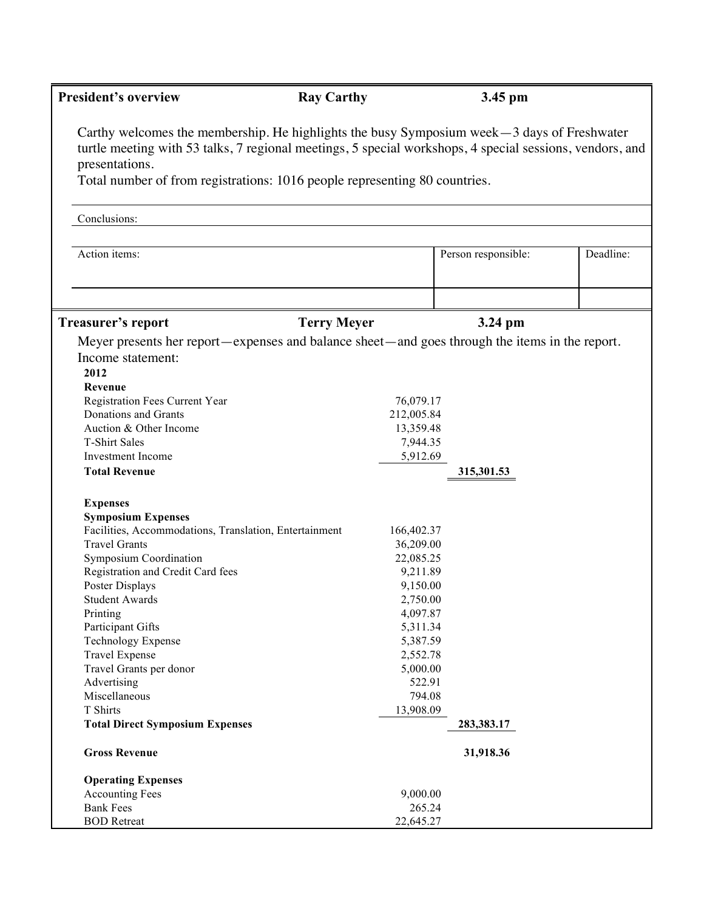| **President's overview** | **Ray Carthy** | **3.45 pm** |
|---|---|---|

Carthy welcomes the membership. He highlights the busy Symposium week—3 days of Freshwater turtle meeting with 53 talks, 7 regional meetings, 5 special workshops, 4 special sessions, vendors, and presentations.
Total number of from registrations: 1016 people representing 80 countries.

Conclusions:

| Action items: | Person responsible: | Deadline: |
|---|---|---|
| | | |

| **Treasurer's report** | **Terry Meyer** | **3.24 pm** |
|---|---|---|

Meyer presents her report—expenses and balance sheet—and goes through the items in the report.
Income statement:

| **2012** | | |
|---|---|---|
| **Revenue** | | |
| Registration Fees Current Year | 76,079.17 | |
| Donations and Grants | 212,005.84 | |
| Auction & Other Income | 13,359.48 | |
| T-Shirt Sales | 7,944.35 | |
| Investment Income | 5,912.69 | |
| **Total Revenue** | | **315,301.53** |
| | | |
| **Expenses** | | |
| **Symposium Expenses** | | |
| Facilities, Accommodations, Translation, Entertainment | 166,402.37 | |
| Travel Grants | 36,209.00 | |
| Symposium Coordination | 22,085.25 | |
| Registration and Credit Card fees | 9,211.89 | |
| Poster Displays | 9,150.00 | |
| Student Awards | 2,750.00 | |
| Printing | 4,097.87 | |
| Participant Gifts | 5,311.34 | |
| Technology Expense | 5,387.59 | |
| Travel Expense | 2,552.78 | |
| Travel Grants per donor | 5,000.00 | |
| Advertising | 522.91 | |
| Miscellaneous | 794.08 | |
| T Shirts | 13,908.09 | |
| **Total Direct Symposium Expenses** | | **283,383.17** |
| | | |
| **Gross Revenue** | | **31,918.36** |
| | | |
| **Operating Expenses** | | |
| Accounting Fees | 9,000.00 | |
| Bank Fees | 265.24 | |
| BOD Retreat | 22,645.27 | |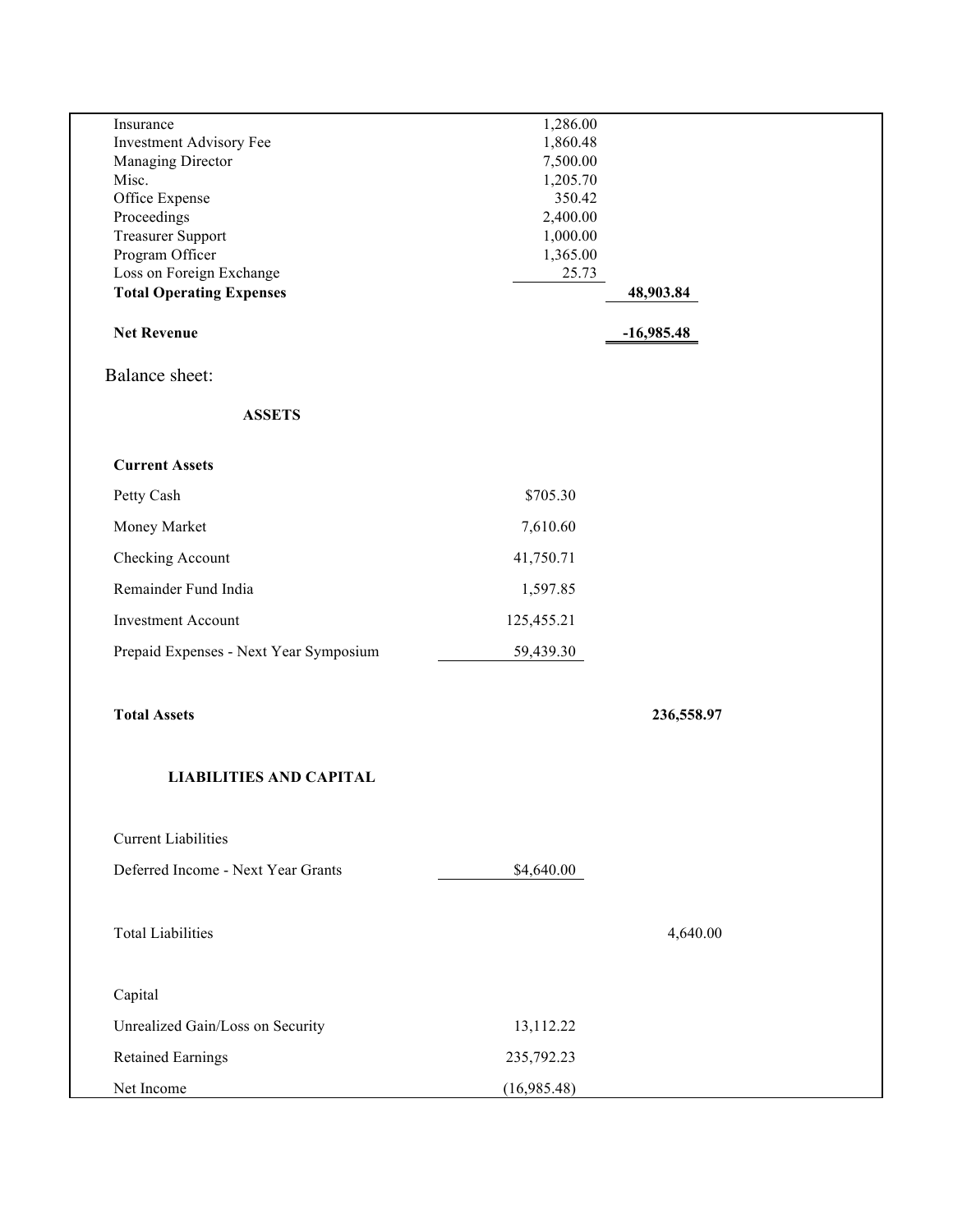| | | |
|---|---|---|
| Insurance | 1,286.00 | |
| Investment Advisory Fee | 1,860.48 | |
| Managing Director | 7,500.00 | |
| Misc. | 1,205.70 | |
| Office Expense | 350.42 | |
| Proceedings | 2,400.00 | |
| Treasurer Support | 1,000.00 | |
| Program Officer | 1,365.00 | |
| Loss on Foreign Exchange | 25.73 | |
| **Total Operating Expenses** | | **48,903.84** |
| **Net Revenue** | | **-16,985.48** |

Balance sheet:

| | | |
|---|---|---|
| **ASSETS** | | |
| **Current Assets** | | |
| Petty Cash | $705.30 | |
| Money Market | 7,610.60 | |
| Checking Account | 41,750.71 | |
| Remainder Fund India | 1,597.85 | |
| Investment Account | 125,455.21 | |
| Prepaid Expenses - Next Year Symposium | 59,439.30 | |
| **Total Assets** | | **236,558.97** |
| **LIABILITIES AND CAPITAL** | | |
| Current Liabilities | | |
| Deferred Income - Next Year Grants | $4,640.00 | |
| Total Liabilities | | 4,640.00 |
| Capital | | |
| Unrealized Gain/Loss on Security | 13,112.22 | |
| Retained Earnings | 235,792.23 | |
| Net Income | (16,985.48) | |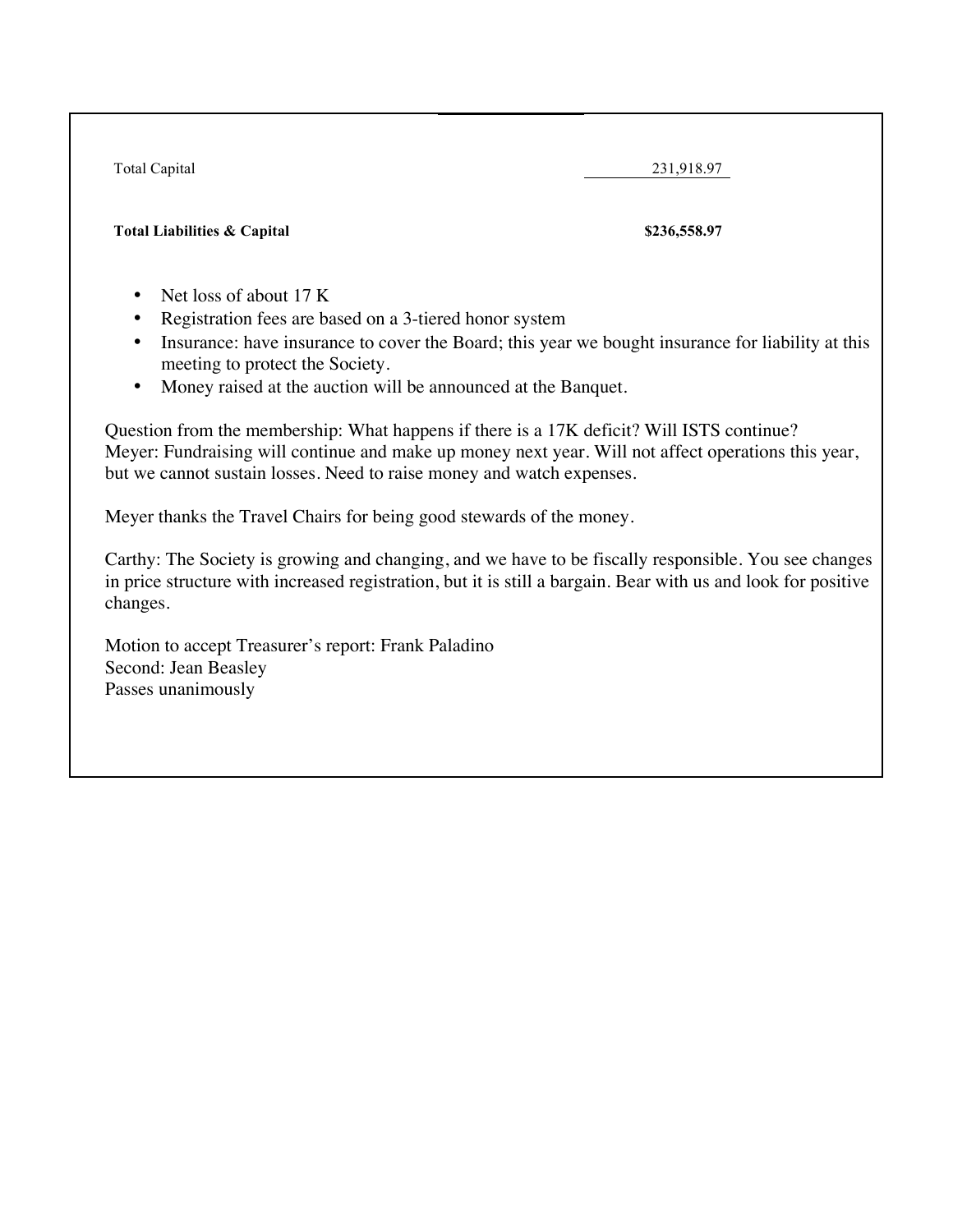| | |
|---|---|
| Total Capital | 231,918.97 |
| **Total Liabilities & Capital** | **$236,558.97** |

- Net loss of about 17 K
- Registration fees are based on a 3-tiered honor system
- Insurance: have insurance to cover the Board; this year we bought insurance for liability at this meeting to protect the Society.
- Money raised at the auction will be announced at the Banquet.

Question from the membership: What happens if there is a 17K deficit? Will ISTS continue?
Meyer: Fundraising will continue and make up money next year. Will not affect operations this year, but we cannot sustain losses. Need to raise money and watch expenses.

Meyer thanks the Travel Chairs for being good stewards of the money.

Carthy: The Society is growing and changing, and we have to be fiscally responsible. You see changes in price structure with increased registration, but it is still a bargain. Bear with us and look for positive changes.

Motion to accept Treasurer's report: Frank Paladino
Second: Jean Beasley
Passes unanimously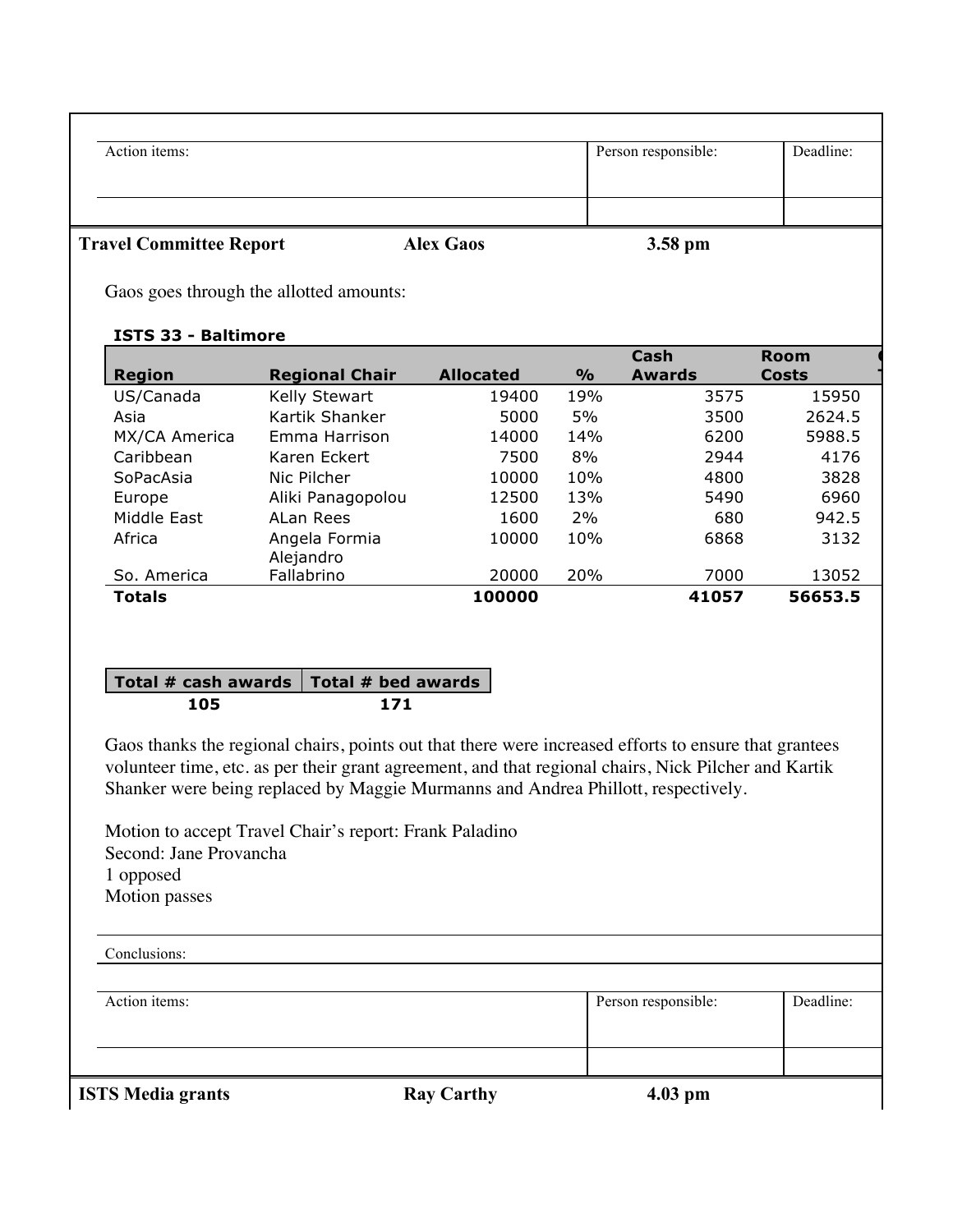| Action items: | Person responsible: | Deadline: |
|---|---|---|
| | | |

**Travel Committee Report** **Alex Gaos** **3.58 pm**

Gaos goes through the allotted amounts:

**ISTS 33 - Baltimore**

| Region | Regional Chair | Allocated | % | Cash Awards | Room Costs |
|---|---|---|---|---|---|
| US/Canada | Kelly Stewart | 19400 | 19% | 3575 | 15950 |
| Asia | Kartik Shanker | 5000 | 5% | 3500 | 2624.5 |
| MX/CA America | Emma Harrison | 14000 | 14% | 6200 | 5988.5 |
| Caribbean | Karen Eckert | 7500 | 8% | 2944 | 4176 |
| SoPacAsia | Nic Pilcher | 10000 | 10% | 4800 | 3828 |
| Europe | Aliki Panagopolou | 12500 | 13% | 5490 | 6960 |
| Middle East | ALan Rees | 1600 | 2% | 680 | 942.5 |
| Africa | Angela Formia | 10000 | 10% | 6868 | 3132 |
| So. America | Alejandro Fallabrino | 20000 | 20% | 7000 | 13052 |
| **Totals** | | **100000** | | **41057** | **56653.5** |

| Total # cash awards | Total # bed awards |
|---|---|
| 105 | 171 |

Gaos thanks the regional chairs, points out that there were increased efforts to ensure that grantees volunteer time, etc. as per their grant agreement, and that regional chairs, Nick Pilcher and Kartik Shanker were being replaced by Maggie Murmanns and Andrea Phillott, respectively.

Motion to accept Travel Chair's report: Frank Paladino
Second: Jane Provancha
1 opposed
Motion passes

Conclusions:

| Action items: | Person responsible: | Deadline: |
|---|---|---|
| | | |

**ISTS Media grants** **Ray Carthy** **4.03 pm**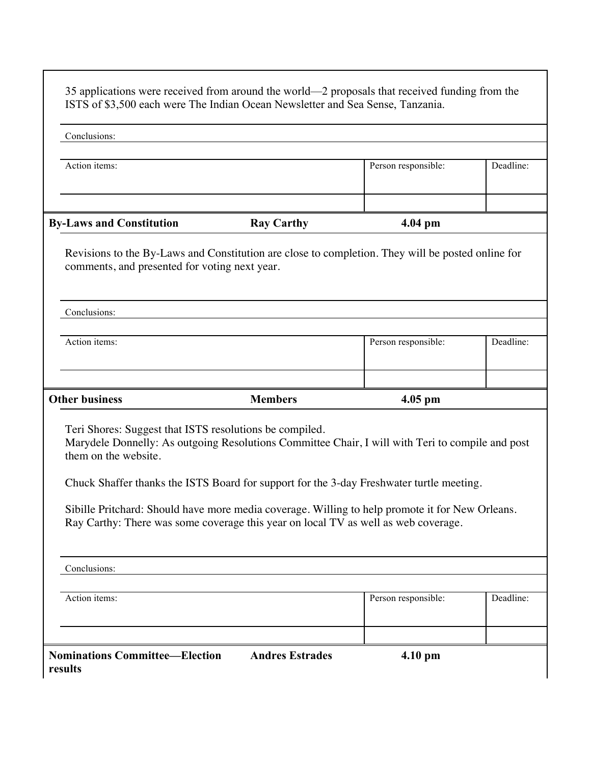35 applications were received from around the world—2 proposals that received funding from the ISTS of $3,500 each were The Indian Ocean Newsletter and Sea Sense, Tanzania.

| Conclusions: | | |
|---|---|---|
| **Action items:** | **Person responsible:** | **Deadline:** |
| | | |

| **By-Laws and Constitution** | **Ray Carthy** | **4.04 pm** |
|---|---|---|

Revisions to the By-Laws and Constitution are close to completion. They will be posted online for comments, and presented for voting next year.

| Conclusions: | | |
|---|---|---|
| **Action items:** | **Person responsible:** | **Deadline:** |
| | | |

| **Other business** | **Members** | **4.05 pm** |
|---|---|---|

Teri Shores: Suggest that ISTS resolutions be compiled.
Marydele Donnelly: As outgoing Resolutions Committee Chair, I will with Teri to compile and post them on the website.

Chuck Shaffer thanks the ISTS Board for support for the 3-day Freshwater turtle meeting.

Sibille Pritchard: Should have more media coverage. Willing to help promote it for New Orleans.
Ray Carthy: There was some coverage this year on local TV as well as web coverage.

| Conclusions: | | |
|---|---|---|
| **Action items:** | **Person responsible:** | **Deadline:** |
| | | |

| **Nominations Committee—Election results** | **Andres Estrades** | **4.10 pm** |
|---|---|---|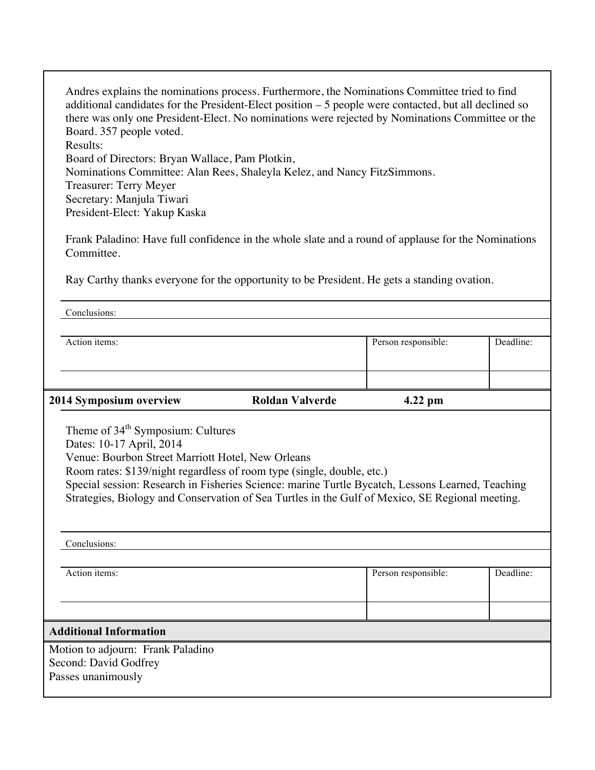Andres explains the nominations process. Furthermore, the Nominations Committee tried to find additional candidates for the President-Elect position – 5 people were contacted, but all declined so there was only one President-Elect. No nominations were rejected by Nominations Committee or the Board. 357 people voted.

Results:
Board of Directors: Bryan Wallace, Pam Plotkin,
Nominations Committee: Alan Rees, Shaleyla Kelez, and Nancy FitzSimmons.
Treasurer: Terry Meyer
Secretary: Manjula Tiwari
President-Elect: Yakup Kaska

Frank Paladino: Have full confidence in the whole slate and a round of applause for the Nominations Committee.

Ray Carthy thanks everyone for the opportunity to be President. He gets a standing ovation.

Conclusions:

| Action items: | Person responsible: | Deadline: |
| --- | --- | --- |
| | | |

| **2014 Symposium overview** | **Roldan Valverde** | **4.22 pm** |
| --- | --- | --- |

Theme of 34th Symposium: Cultures
Dates: 10-17 April, 2014
Venue: Bourbon Street Marriott Hotel, New Orleans
Room rates: $139/night regardless of room type (single, double, etc.)
Special session: Research in Fisheries Science: marine Turtle Bycatch, Lessons Learned, Teaching Strategies, Biology and Conservation of Sea Turtles in the Gulf of Mexico, SE Regional meeting.

Conclusions:

| Action items: | Person responsible: | Deadline: |
| --- | --- | --- |
| | | |

## Additional Information

Motion to adjourn: Frank Paladino
Second: David Godfrey
Passes unanimously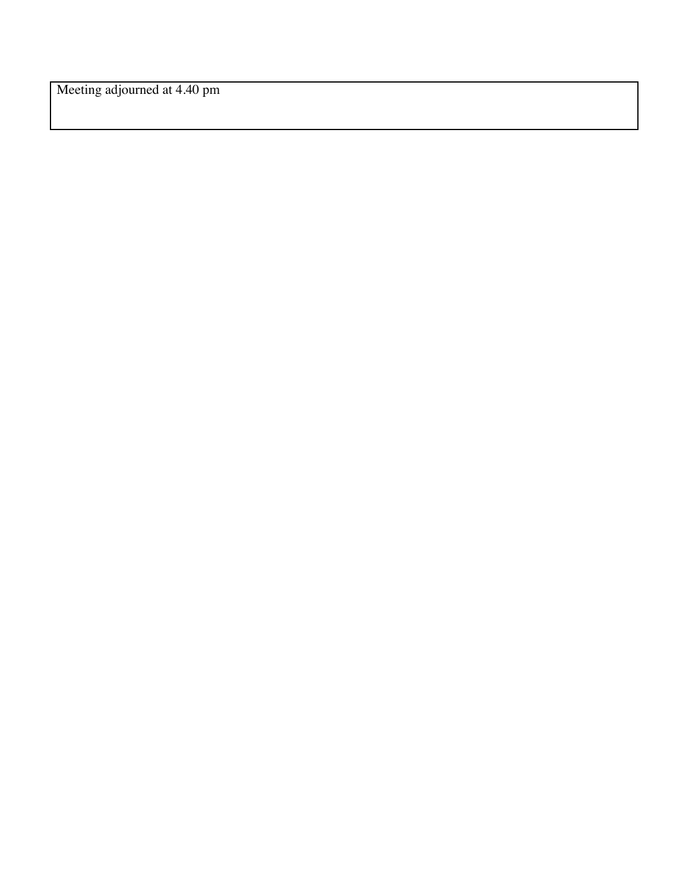| |
|---|
| Meeting adjourned at 4.40 pm |